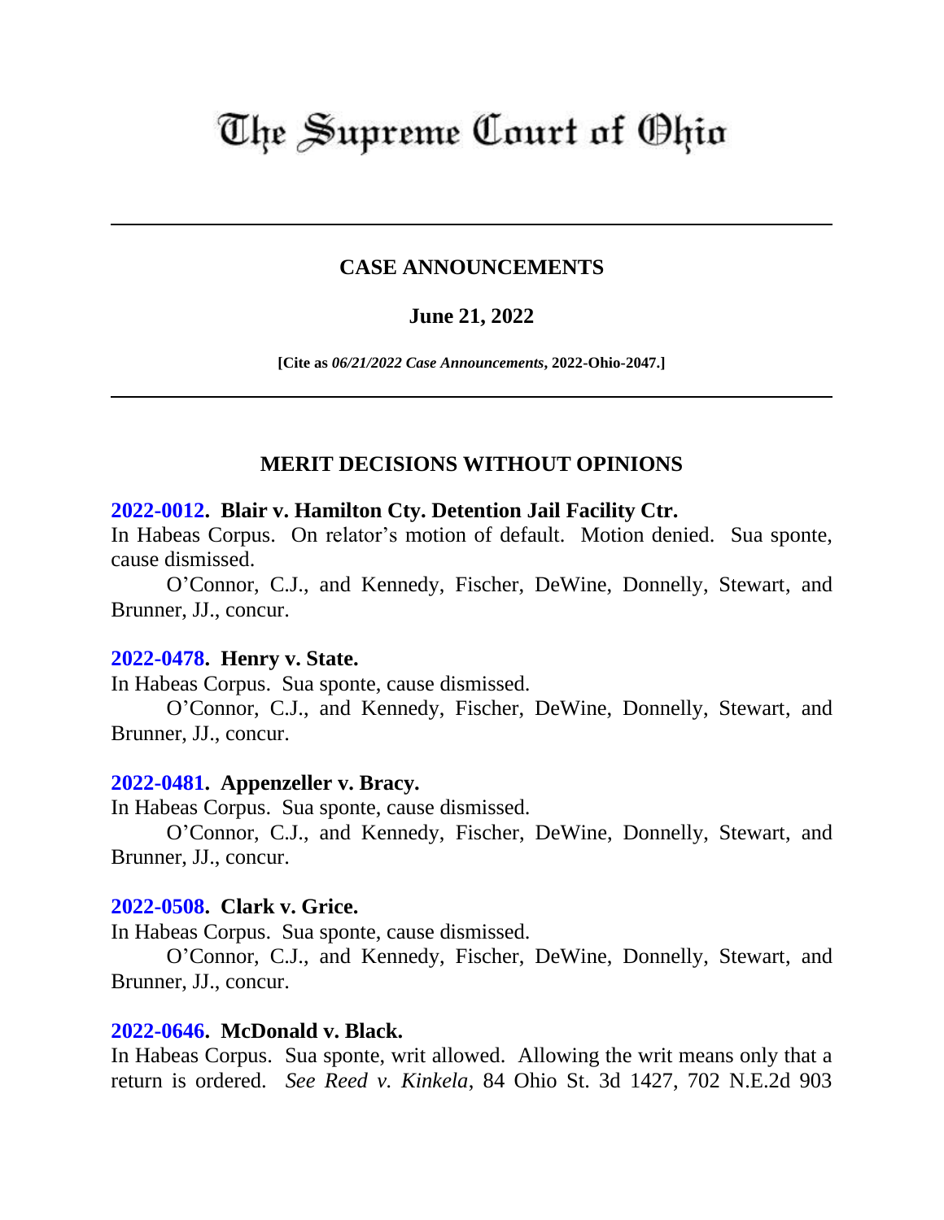# The Supreme Court of Ohio

---

## CASE ANNOUNCEMENTS

### June 21, 2022

**[Cite as *06/21/2022 Case Announcements*, 2022-Ohio-2047.]**

---

## MERIT DECISIONS WITHOUT OPINIONS

**2022-0012. Blair v. Hamilton Cty. Detention Jail Facility Ctr.**

In Habeas Corpus. On relator's motion of default. Motion denied. Sua sponte, cause dismissed.

O'Connor, C.J., and Kennedy, Fischer, DeWine, Donnelly, Stewart, and Brunner, JJ., concur.

**2022-0478. Henry v. State.**

In Habeas Corpus. Sua sponte, cause dismissed.

O'Connor, C.J., and Kennedy, Fischer, DeWine, Donnelly, Stewart, and Brunner, JJ., concur.

**2022-0481. Appenzeller v. Bracy.**

In Habeas Corpus. Sua sponte, cause dismissed.

O'Connor, C.J., and Kennedy, Fischer, DeWine, Donnelly, Stewart, and Brunner, JJ., concur.

**2022-0508. Clark v. Grice.**

In Habeas Corpus. Sua sponte, cause dismissed.

O'Connor, C.J., and Kennedy, Fischer, DeWine, Donnelly, Stewart, and Brunner, JJ., concur.

**2022-0646. McDonald v. Black.**

In Habeas Corpus. Sua sponte, writ allowed. Allowing the writ means only that a return is ordered. *See Reed v. Kinkela*, 84 Ohio St. 3d 1427, 702 N.E.2d 903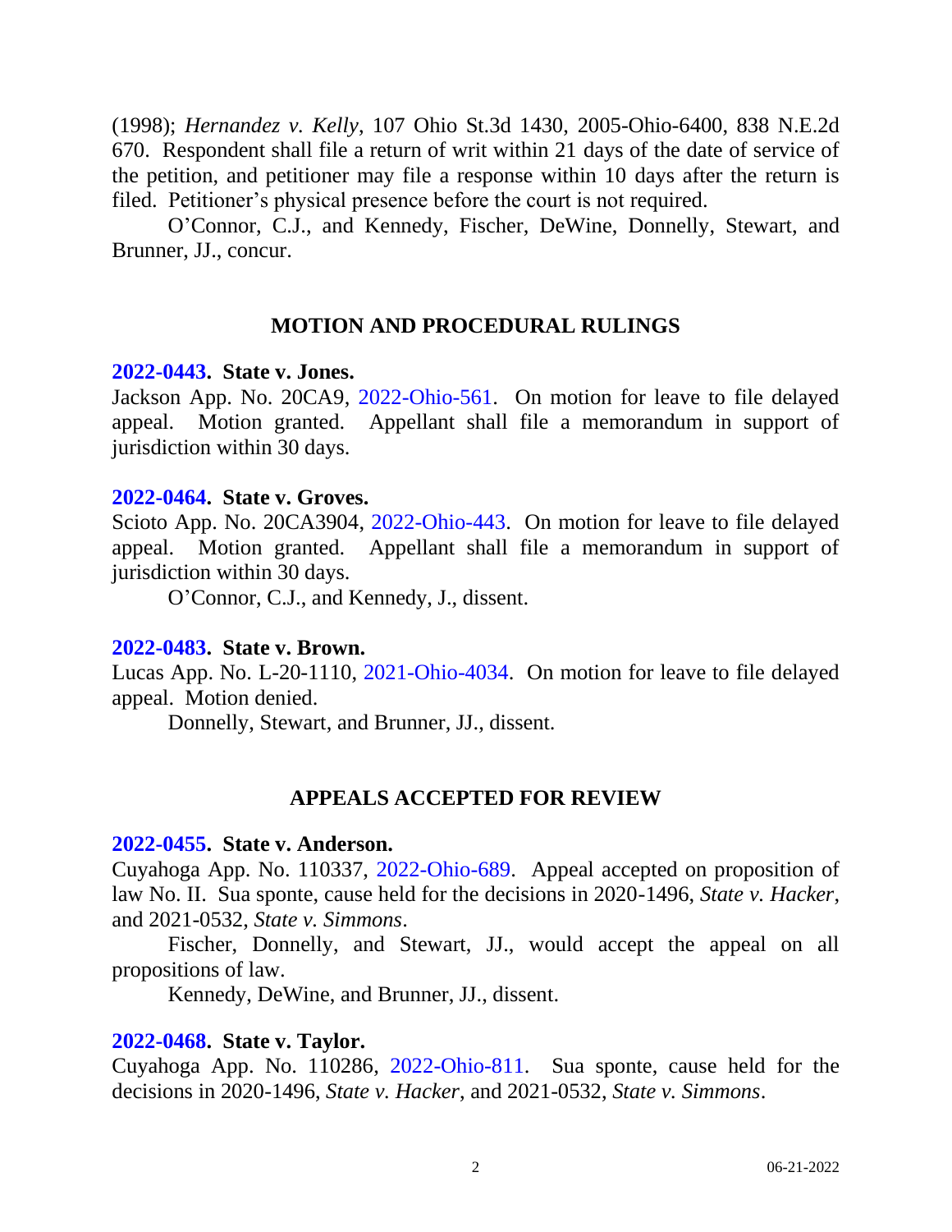(1998); *Hernandez v. Kelly*, 107 Ohio St.3d 1430, 2005-Ohio-6400, 838 N.E.2d 670. Respondent shall file a return of writ within 21 days of the date of service of the petition, and petitioner may file a response within 10 days after the return is filed. Petitioner's physical presence before the court is not required.

O'Connor, C.J., and Kennedy, Fischer, DeWine, Donnelly, Stewart, and Brunner, JJ., concur.

## MOTION AND PROCEDURAL RULINGS

**2022-0443. State v. Jones.**
Jackson App. No. 20CA9, 2022-Ohio-561. On motion for leave to file delayed appeal. Motion granted. Appellant shall file a memorandum in support of jurisdiction within 30 days.

**2022-0464. State v. Groves.**
Scioto App. No. 20CA3904, 2022-Ohio-443. On motion for leave to file delayed appeal. Motion granted. Appellant shall file a memorandum in support of jurisdiction within 30 days.

O'Connor, C.J., and Kennedy, J., dissent.

**2022-0483. State v. Brown.**
Lucas App. No. L-20-1110, 2021-Ohio-4034. On motion for leave to file delayed appeal. Motion denied.

Donnelly, Stewart, and Brunner, JJ., dissent.

## APPEALS ACCEPTED FOR REVIEW

**2022-0455. State v. Anderson.**
Cuyahoga App. No. 110337, 2022-Ohio-689. Appeal accepted on proposition of law No. II. Sua sponte, cause held for the decisions in 2020-1496, *State v. Hacker*, and 2021-0532, *State v. Simmons*.

Fischer, Donnelly, and Stewart, JJ., would accept the appeal on all propositions of law.

Kennedy, DeWine, and Brunner, JJ., dissent.

**2022-0468. State v. Taylor.**
Cuyahoga App. No. 110286, 2022-Ohio-811. Sua sponte, cause held for the decisions in 2020-1496, *State v. Hacker*, and 2021-0532, *State v. Simmons*.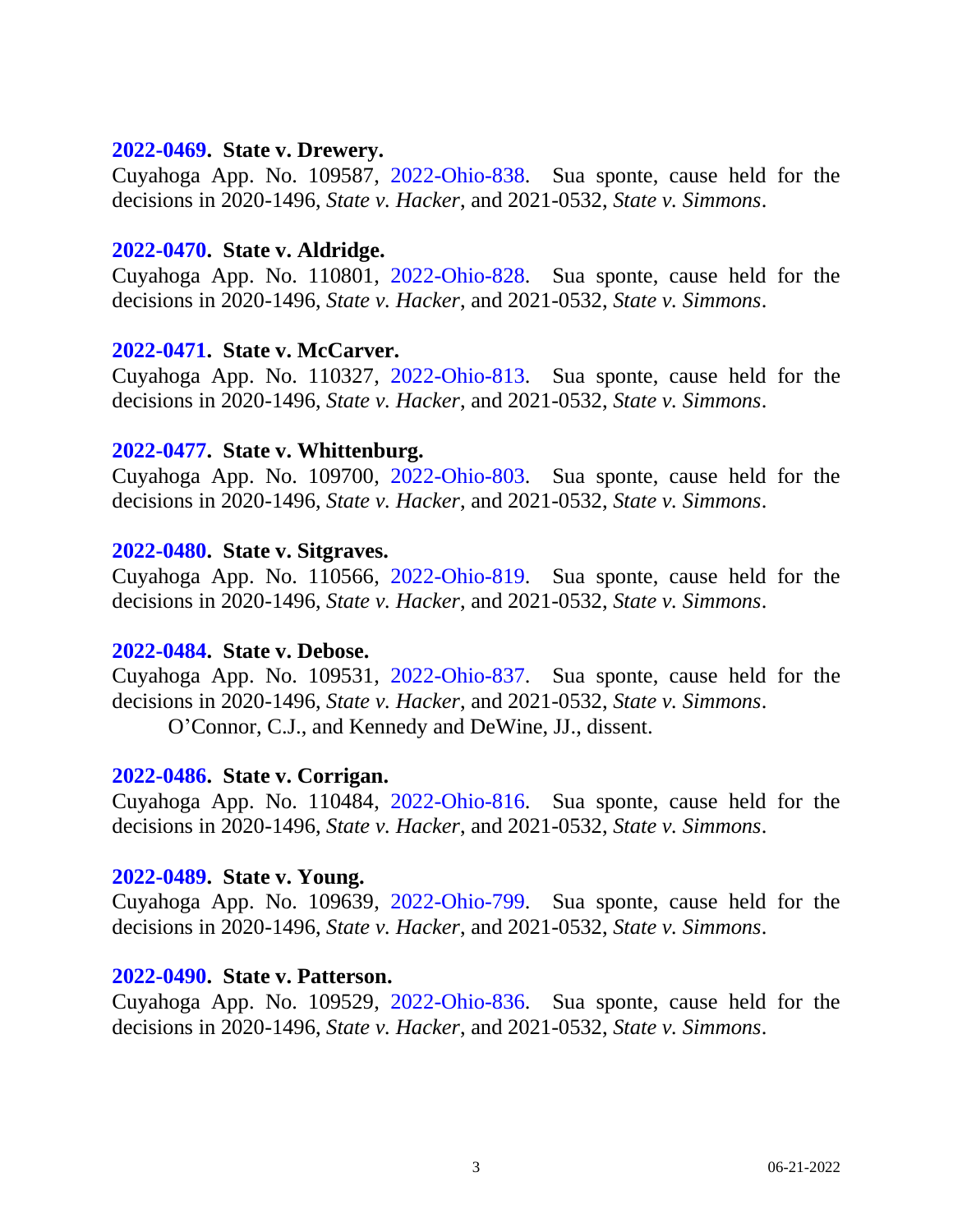**2022-0469. State v. Drewery.**
Cuyahoga App. No. 109587, 2022-Ohio-838. Sua sponte, cause held for the decisions in 2020-1496, *State v. Hacker*, and 2021-0532, *State v. Simmons*.

**2022-0470. State v. Aldridge.**
Cuyahoga App. No. 110801, 2022-Ohio-828. Sua sponte, cause held for the decisions in 2020-1496, *State v. Hacker*, and 2021-0532, *State v. Simmons*.

**2022-0471. State v. McCarver.**
Cuyahoga App. No. 110327, 2022-Ohio-813. Sua sponte, cause held for the decisions in 2020-1496, *State v. Hacker*, and 2021-0532, *State v. Simmons*.

**2022-0477. State v. Whittenburg.**
Cuyahoga App. No. 109700, 2022-Ohio-803. Sua sponte, cause held for the decisions in 2020-1496, *State v. Hacker*, and 2021-0532, *State v. Simmons*.

**2022-0480. State v. Sitgraves.**
Cuyahoga App. No. 110566, 2022-Ohio-819. Sua sponte, cause held for the decisions in 2020-1496, *State v. Hacker*, and 2021-0532, *State v. Simmons*.

**2022-0484. State v. Debose.**
Cuyahoga App. No. 109531, 2022-Ohio-837. Sua sponte, cause held for the decisions in 2020-1496, *State v. Hacker*, and 2021-0532, *State v. Simmons*.
O'Connor, C.J., and Kennedy and DeWine, JJ., dissent.

**2022-0486. State v. Corrigan.**
Cuyahoga App. No. 110484, 2022-Ohio-816. Sua sponte, cause held for the decisions in 2020-1496, *State v. Hacker*, and 2021-0532, *State v. Simmons*.

**2022-0489. State v. Young.**
Cuyahoga App. No. 109639, 2022-Ohio-799. Sua sponte, cause held for the decisions in 2020-1496, *State v. Hacker*, and 2021-0532, *State v. Simmons*.

**2022-0490. State v. Patterson.**
Cuyahoga App. No. 109529, 2022-Ohio-836. Sua sponte, cause held for the decisions in 2020-1496, *State v. Hacker*, and 2021-0532, *State v. Simmons*.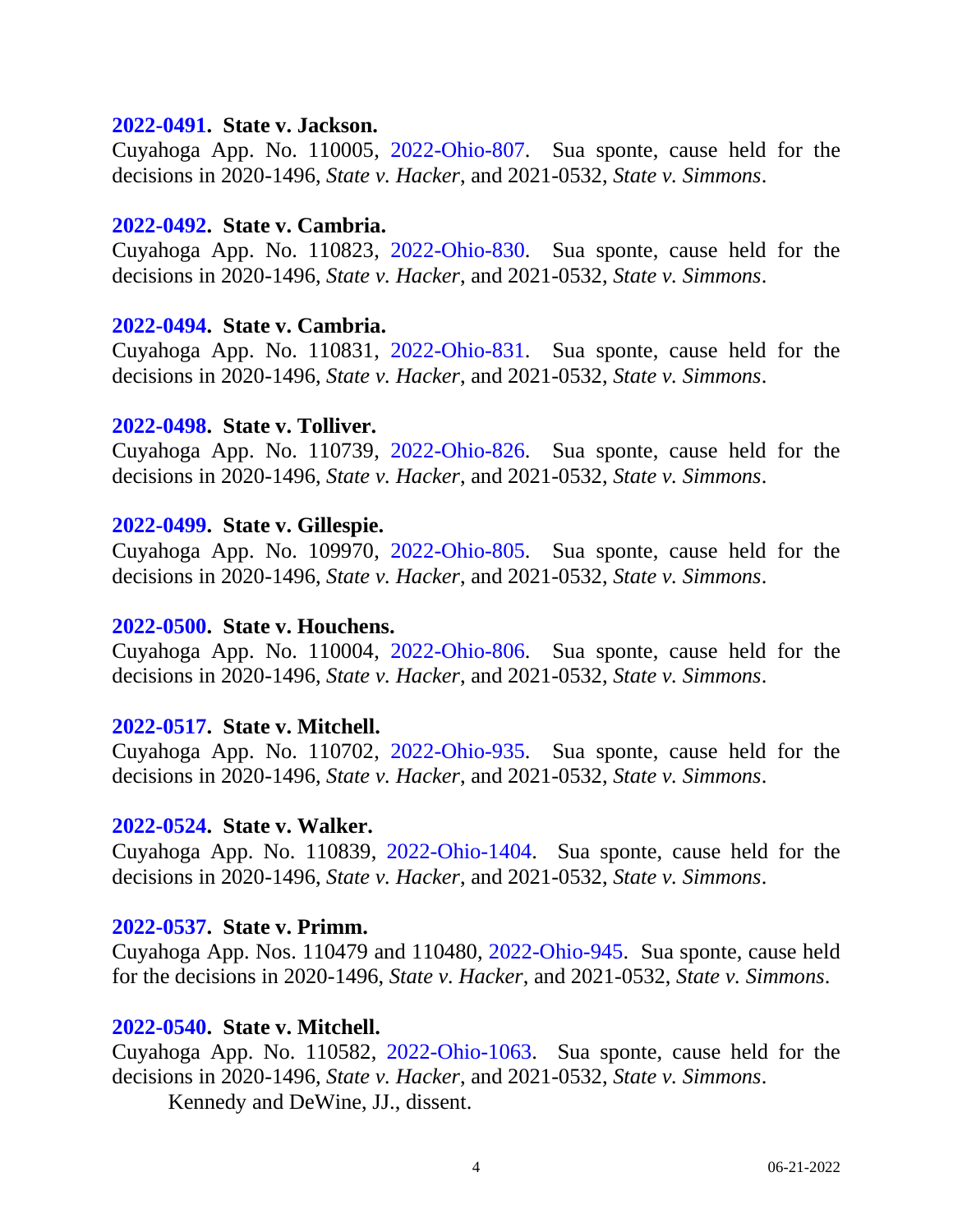**2022-0491. State v. Jackson.**
Cuyahoga App. No. 110005, 2022-Ohio-807. Sua sponte, cause held for the decisions in 2020-1496, *State v. Hacker*, and 2021-0532, *State v. Simmons*.

**2022-0492. State v. Cambria.**
Cuyahoga App. No. 110823, 2022-Ohio-830. Sua sponte, cause held for the decisions in 2020-1496, *State v. Hacker*, and 2021-0532, *State v. Simmons*.

**2022-0494. State v. Cambria.**
Cuyahoga App. No. 110831, 2022-Ohio-831. Sua sponte, cause held for the decisions in 2020-1496, *State v. Hacker*, and 2021-0532, *State v. Simmons*.

**2022-0498. State v. Tolliver.**
Cuyahoga App. No. 110739, 2022-Ohio-826. Sua sponte, cause held for the decisions in 2020-1496, *State v. Hacker*, and 2021-0532, *State v. Simmons*.

**2022-0499. State v. Gillespie.**
Cuyahoga App. No. 109970, 2022-Ohio-805. Sua sponte, cause held for the decisions in 2020-1496, *State v. Hacker*, and 2021-0532, *State v. Simmons*.

**2022-0500. State v. Houchens.**
Cuyahoga App. No. 110004, 2022-Ohio-806. Sua sponte, cause held for the decisions in 2020-1496, *State v. Hacker*, and 2021-0532, *State v. Simmons*.

**2022-0517. State v. Mitchell.**
Cuyahoga App. No. 110702, 2022-Ohio-935. Sua sponte, cause held for the decisions in 2020-1496, *State v. Hacker*, and 2021-0532, *State v. Simmons*.

**2022-0524. State v. Walker.**
Cuyahoga App. No. 110839, 2022-Ohio-1404. Sua sponte, cause held for the decisions in 2020-1496, *State v. Hacker*, and 2021-0532, *State v. Simmons*.

**2022-0537. State v. Primm.**
Cuyahoga App. Nos. 110479 and 110480, 2022-Ohio-945. Sua sponte, cause held for the decisions in 2020-1496, *State v. Hacker*, and 2021-0532, *State v. Simmons*.

**2022-0540. State v. Mitchell.**
Cuyahoga App. No. 110582, 2022-Ohio-1063. Sua sponte, cause held for the decisions in 2020-1496, *State v. Hacker*, and 2021-0532, *State v. Simmons*.
Kennedy and DeWine, JJ., dissent.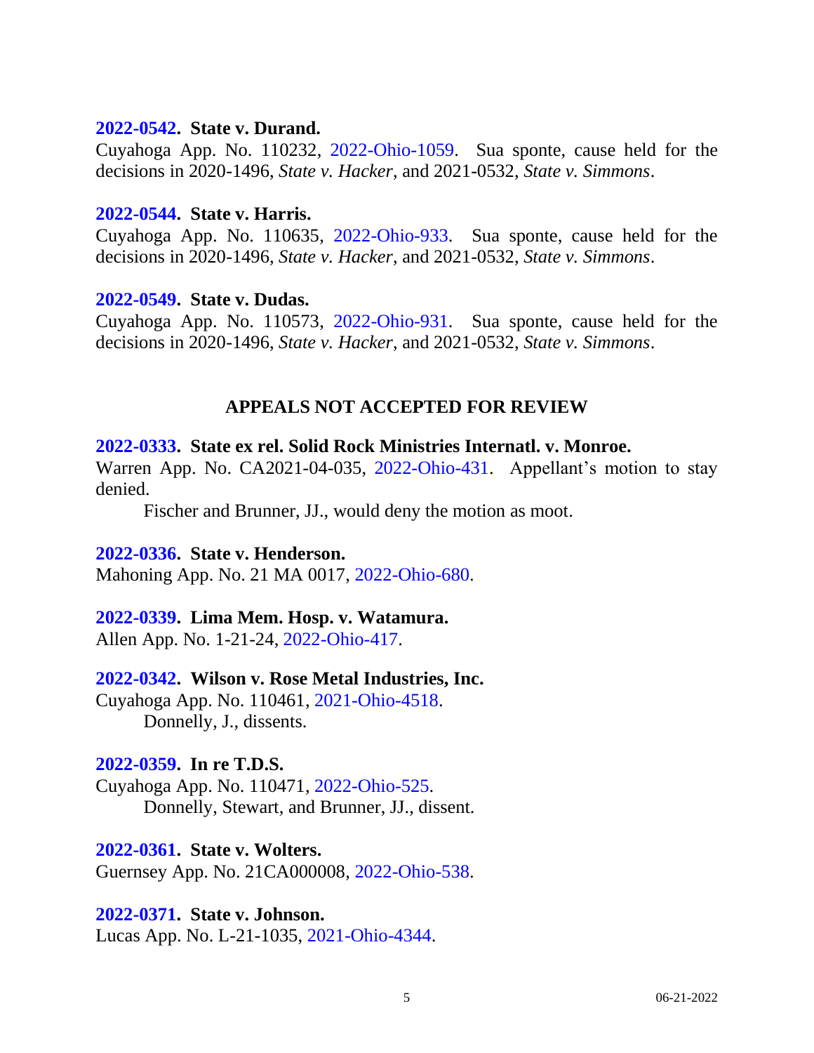**2022-0542. State v. Durand.**
Cuyahoga App. No. 110232, 2022-Ohio-1059. Sua sponte, cause held for the decisions in 2020-1496, *State v. Hacker*, and 2021-0532, *State v. Simmons*.

**2022-0544. State v. Harris.**
Cuyahoga App. No. 110635, 2022-Ohio-933. Sua sponte, cause held for the decisions in 2020-1496, *State v. Hacker*, and 2021-0532, *State v. Simmons*.

**2022-0549. State v. Dudas.**
Cuyahoga App. No. 110573, 2022-Ohio-931. Sua sponte, cause held for the decisions in 2020-1496, *State v. Hacker*, and 2021-0532, *State v. Simmons*.

## APPEALS NOT ACCEPTED FOR REVIEW

**2022-0333. State ex rel. Solid Rock Ministries Internatl. v. Monroe.**
Warren App. No. CA2021-04-035, 2022-Ohio-431. Appellant's motion to stay denied.

Fischer and Brunner, JJ., would deny the motion as moot.

**2022-0336. State v. Henderson.**
Mahoning App. No. 21 MA 0017, 2022-Ohio-680.

**2022-0339. Lima Mem. Hosp. v. Watamura.**
Allen App. No. 1-21-24, 2022-Ohio-417.

**2022-0342. Wilson v. Rose Metal Industries, Inc.**
Cuyahoga App. No. 110461, 2021-Ohio-4518.

Donnelly, J., dissents.

**2022-0359. In re T.D.S.**
Cuyahoga App. No. 110471, 2022-Ohio-525.

Donnelly, Stewart, and Brunner, JJ., dissent.

**2022-0361. State v. Wolters.**
Guernsey App. No. 21CA000008, 2022-Ohio-538.

**2022-0371. State v. Johnson.**
Lucas App. No. L-21-1035, 2021-Ohio-4344.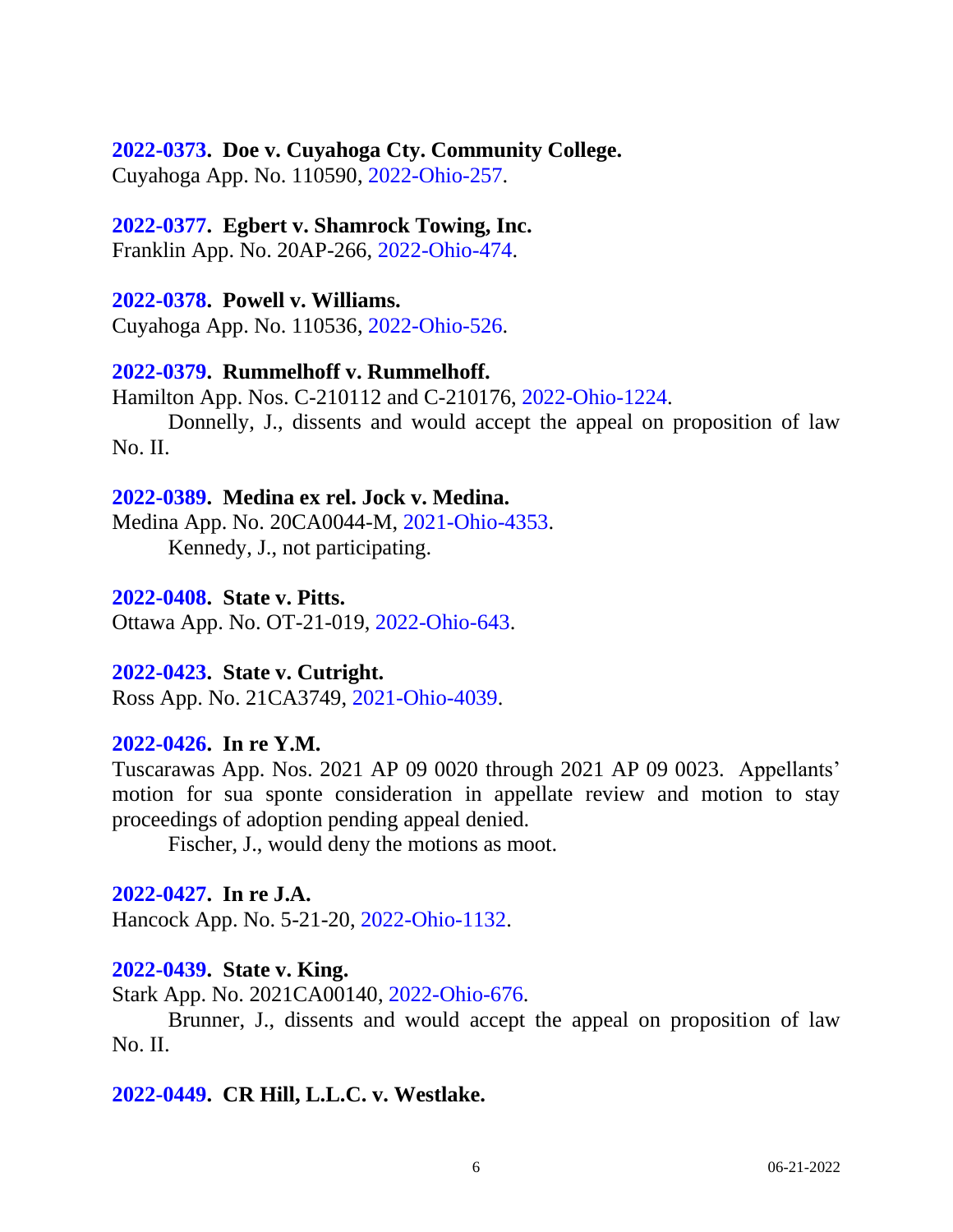**2022-0373. Doe v. Cuyahoga Cty. Community College.**
Cuyahoga App. No. 110590, 2022-Ohio-257.

**2022-0377. Egbert v. Shamrock Towing, Inc.**
Franklin App. No. 20AP-266, 2022-Ohio-474.

**2022-0378. Powell v. Williams.**
Cuyahoga App. No. 110536, 2022-Ohio-526.

**2022-0379. Rummelhoff v. Rummelhoff.**
Hamilton App. Nos. C-210112 and C-210176, 2022-Ohio-1224.

Donnelly, J., dissents and would accept the appeal on proposition of law No. II.

**2022-0389. Medina ex rel. Jock v. Medina.**
Medina App. No. 20CA0044-M, 2021-Ohio-4353.

Kennedy, J., not participating.

**2022-0408. State v. Pitts.**
Ottawa App. No. OT-21-019, 2022-Ohio-643.

**2022-0423. State v. Cutright.**
Ross App. No. 21CA3749, 2021-Ohio-4039.

**2022-0426. In re Y.M.**
Tuscarawas App. Nos. 2021 AP 09 0020 through 2021 AP 09 0023. Appellants' motion for sua sponte consideration in appellate review and motion to stay proceedings of adoption pending appeal denied.

Fischer, J., would deny the motions as moot.

**2022-0427. In re J.A.**
Hancock App. No. 5-21-20, 2022-Ohio-1132.

**2022-0439. State v. King.**
Stark App. No. 2021CA00140, 2022-Ohio-676.

Brunner, J., dissents and would accept the appeal on proposition of law No. II.

**2022-0449. CR Hill, L.L.C. v. Westlake.**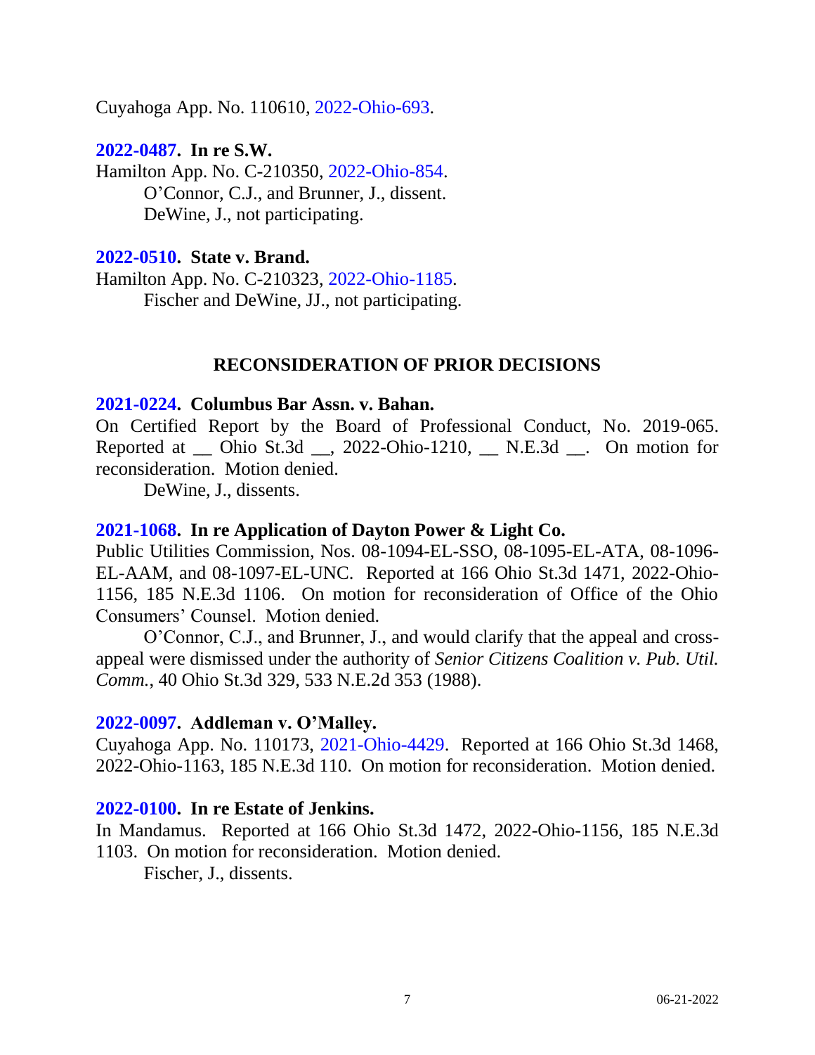Cuyahoga App. No. 110610, 2022-Ohio-693.

**2022-0487. In re S.W.**

Hamilton App. No. C-210350, 2022-Ohio-854.

O'Connor, C.J., and Brunner, J., dissent.

DeWine, J., not participating.

**2022-0510. State v. Brand.**

Hamilton App. No. C-210323, 2022-Ohio-1185.

Fischer and DeWine, JJ., not participating.

## RECONSIDERATION OF PRIOR DECISIONS

**2021-0224. Columbus Bar Assn. v. Bahan.**

On Certified Report by the Board of Professional Conduct, No. 2019-065. Reported at __ Ohio St.3d __, 2022-Ohio-1210, __ N.E.3d __. On motion for reconsideration. Motion denied.

DeWine, J., dissents.

**2021-1068. In re Application of Dayton Power & Light Co.**

Public Utilities Commission, Nos. 08-1094-EL-SSO, 08-1095-EL-ATA, 08-1096-EL-AAM, and 08-1097-EL-UNC. Reported at 166 Ohio St.3d 1471, 2022-Ohio-1156, 185 N.E.3d 1106. On motion for reconsideration of Office of the Ohio Consumers' Counsel. Motion denied.

O'Connor, C.J., and Brunner, J., and would clarify that the appeal and cross-appeal were dismissed under the authority of *Senior Citizens Coalition v. Pub. Util. Comm.*, 40 Ohio St.3d 329, 533 N.E.2d 353 (1988).

**2022-0097. Addleman v. O'Malley.**

Cuyahoga App. No. 110173, 2021-Ohio-4429. Reported at 166 Ohio St.3d 1468, 2022-Ohio-1163, 185 N.E.3d 110. On motion for reconsideration. Motion denied.

**2022-0100. In re Estate of Jenkins.**

In Mandamus. Reported at 166 Ohio St.3d 1472, 2022-Ohio-1156, 185 N.E.3d 1103. On motion for reconsideration. Motion denied.

Fischer, J., dissents.